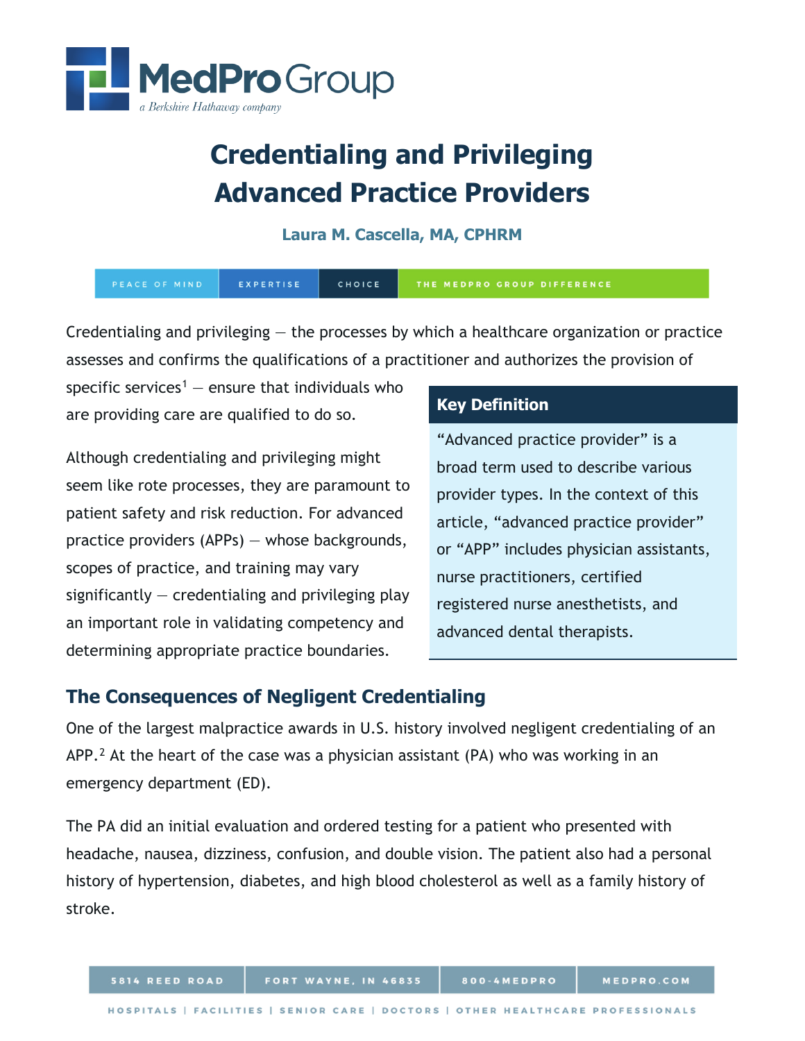# Credentialing and Privileging Advanced Practice Providers

**Laura M. Cascella, MA, CPHRM**

Credentialing and privileging — the processes by which a healthcare organization or practice assesses and confirms the qualifications of a practitioner and authorizes the provision of specific services[1] — ensure that individuals who are providing care are qualified to do so.

Although credentialing and privileging might seem like rote processes, they are paramount to patient safety and risk reduction. For advanced practice providers (APPs) — whose backgrounds, scopes of practice, and training may vary significantly — credentialing and privileging play an important role in validating competency and determining appropriate practice boundaries.

> **Key Definition**
>
> "Advanced practice provider" is a broad term used to describe various provider types. In the context of this article, "advanced practice provider" or "APP" includes physician assistants, nurse practitioners, certified registered nurse anesthetists, and advanced dental therapists.

## The Consequences of Negligent Credentialing

One of the largest malpractice awards in U.S. history involved negligent credentialing of an APP.[2] At the heart of the case was a physician assistant (PA) who was working in an emergency department (ED).

The PA did an initial evaluation and ordered testing for a patient who presented with headache, nausea, dizziness, confusion, and double vision. The patient also had a personal history of hypertension, diabetes, and high blood cholesterol as well as a family history of stroke.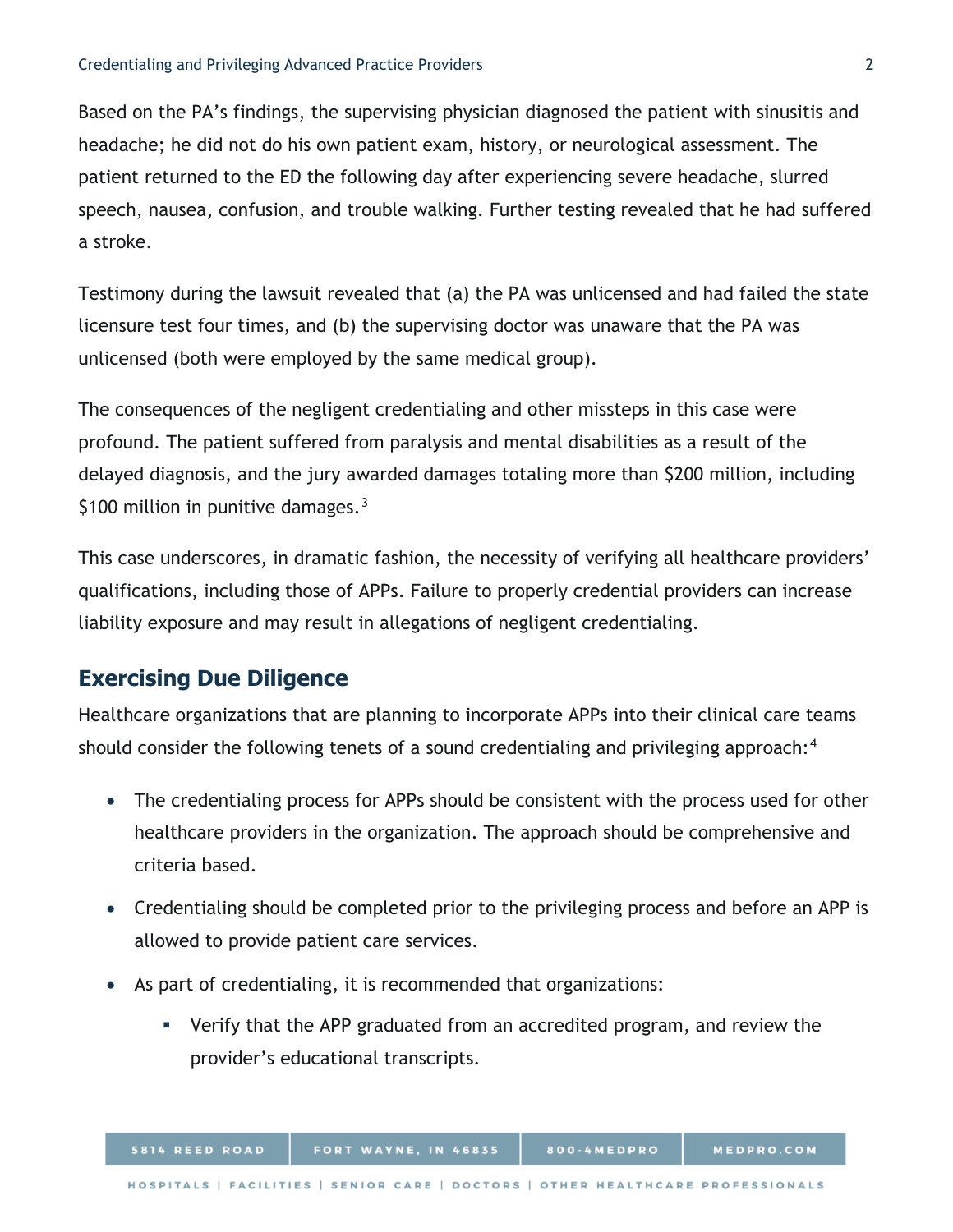Based on the PA's findings, the supervising physician diagnosed the patient with sinusitis and headache; he did not do his own patient exam, history, or neurological assessment. The patient returned to the ED the following day after experiencing severe headache, slurred speech, nausea, confusion, and trouble walking. Further testing revealed that he had suffered a stroke.

Testimony during the lawsuit revealed that (a) the PA was unlicensed and had failed the state licensure test four times, and (b) the supervising doctor was unaware that the PA was unlicensed (both were employed by the same medical group).

The consequences of the negligent credentialing and other missteps in this case were profound. The patient suffered from paralysis and mental disabilities as a result of the delayed diagnosis, and the jury awarded damages totaling more than $200 million, including $100 million in punitive damages.[3]

This case underscores, in dramatic fashion, the necessity of verifying all healthcare providers' qualifications, including those of APPs. Failure to properly credential providers can increase liability exposure and may result in allegations of negligent credentialing.

## Exercising Due Diligence

Healthcare organizations that are planning to incorporate APPs into their clinical care teams should consider the following tenets of a sound credentialing and privileging approach:[4]

- The credentialing process for APPs should be consistent with the process used for other healthcare providers in the organization. The approach should be comprehensive and criteria based.
- Credentialing should be completed prior to the privileging process and before an APP is allowed to provide patient care services.
- As part of credentialing, it is recommended that organizations:
  - Verify that the APP graduated from an accredited program, and review the provider's educational transcripts.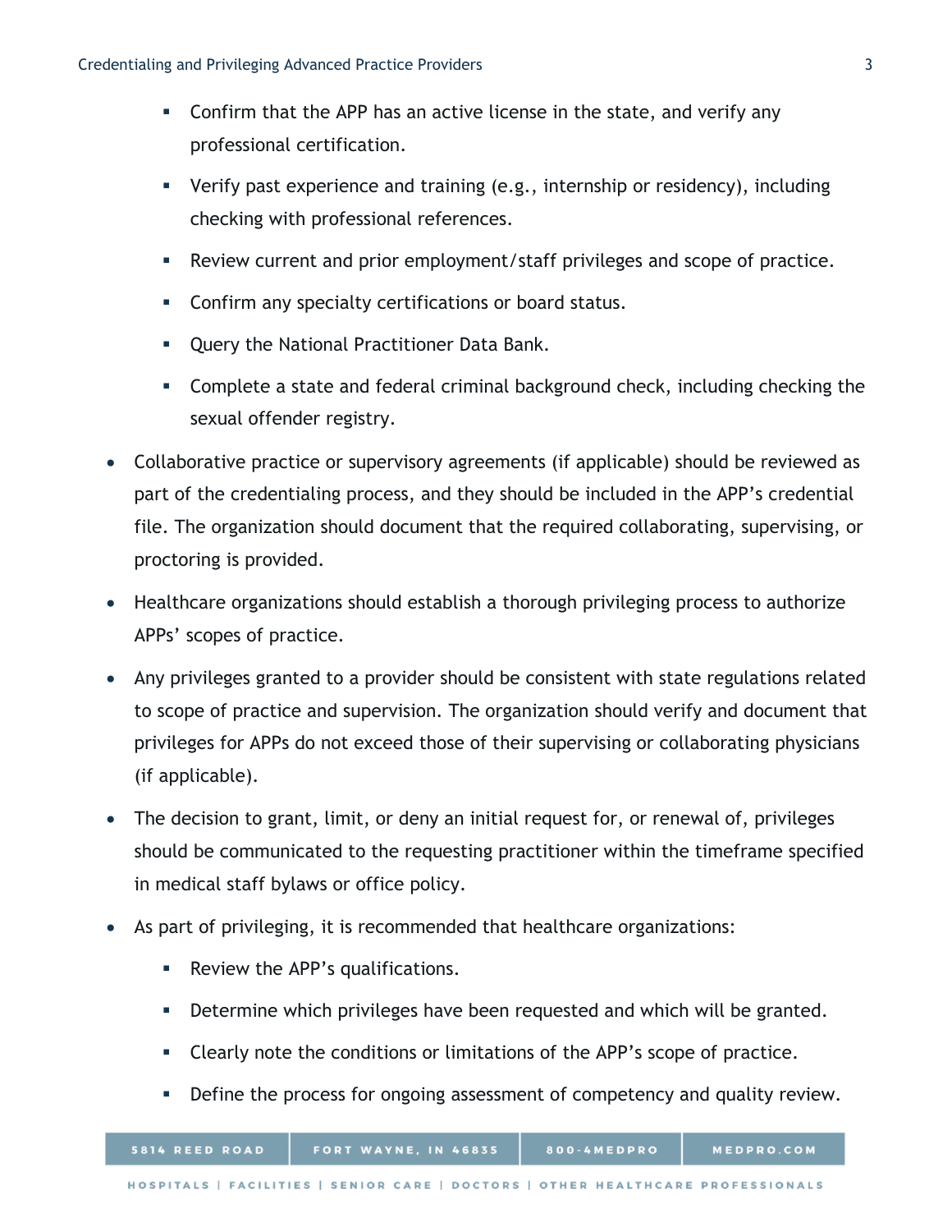- Confirm that the APP has an active license in the state, and verify any professional certification.
  - Verify past experience and training (e.g., internship or residency), including checking with professional references.
  - Review current and prior employment/staff privileges and scope of practice.
  - Confirm any specialty certifications or board status.
  - Query the National Practitioner Data Bank.
  - Complete a state and federal criminal background check, including checking the sexual offender registry.

- Collaborative practice or supervisory agreements (if applicable) should be reviewed as part of the credentialing process, and they should be included in the APP's credential file. The organization should document that the required collaborating, supervising, or proctoring is provided.

- Healthcare organizations should establish a thorough privileging process to authorize APPs' scopes of practice.

- Any privileges granted to a provider should be consistent with state regulations related to scope of practice and supervision. The organization should verify and document that privileges for APPs do not exceed those of their supervising or collaborating physicians (if applicable).

- The decision to grant, limit, or deny an initial request for, or renewal of, privileges should be communicated to the requesting practitioner within the timeframe specified in medical staff bylaws or office policy.

- As part of privileging, it is recommended that healthcare organizations:
  - Review the APP's qualifications.
  - Determine which privileges have been requested and which will be granted.
  - Clearly note the conditions or limitations of the APP's scope of practice.
  - Define the process for ongoing assessment of competency and quality review.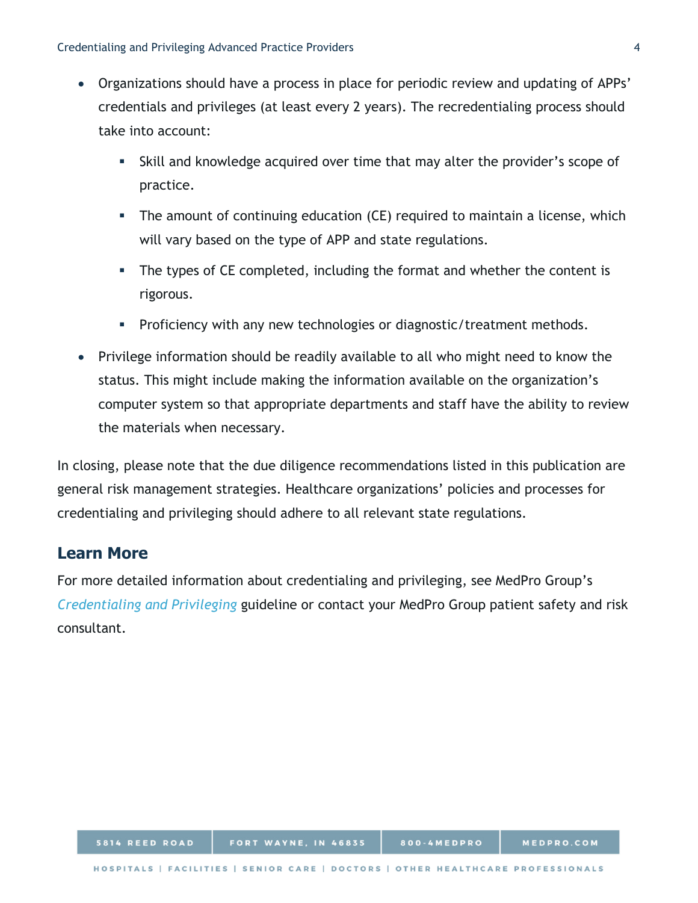- Organizations should have a process in place for periodic review and updating of APPs' credentials and privileges (at least every 2 years). The recredentialing process should take into account:
    - Skill and knowledge acquired over time that may alter the provider's scope of practice.
    - The amount of continuing education (CE) required to maintain a license, which will vary based on the type of APP and state regulations.
    - The types of CE completed, including the format and whether the content is rigorous.
    - Proficiency with any new technologies or diagnostic/treatment methods.
- Privilege information should be readily available to all who might need to know the status. This might include making the information available on the organization's computer system so that appropriate departments and staff have the ability to review the materials when necessary.

In closing, please note that the due diligence recommendations listed in this publication are general risk management strategies. Healthcare organizations' policies and processes for credentialing and privileging should adhere to all relevant state regulations.

## Learn More

For more detailed information about credentialing and privileging, see MedPro Group's *Credentialing and Privileging* guideline or contact your MedPro Group patient safety and risk consultant.

5814 REED ROAD | FORT WAYNE, IN 46835 | 800-4MEDPRO | MEDPRO.COM

HOSPITALS | FACILITIES | SENIOR CARE | DOCTORS | OTHER HEALTHCARE PROFESSIONALS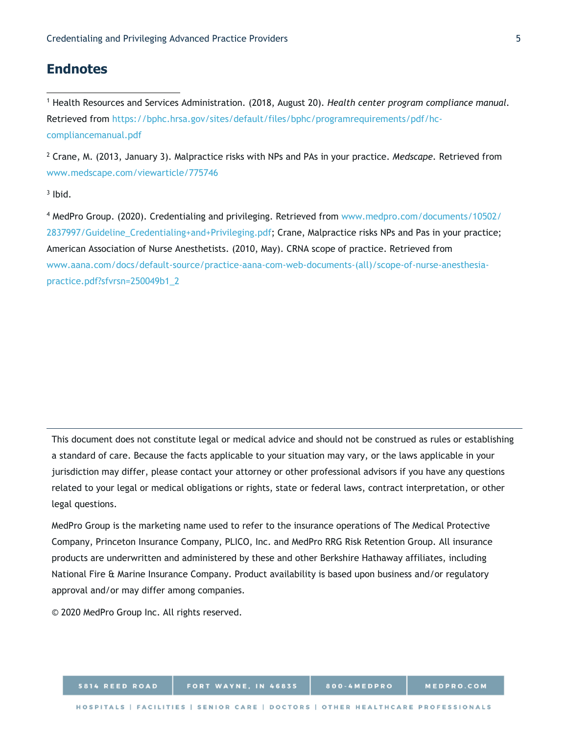## Endnotes

[1] Health Resources and Services Administration. (2018, August 20). *Health center program compliance manual*. Retrieved from https://bphc.hrsa.gov/sites/default/files/bphc/programrequirements/pdf/hc-compliancemanual.pdf

[2] Crane, M. (2013, January 3). Malpractice risks with NPs and PAs in your practice. *Medscape*. Retrieved from www.medscape.com/viewarticle/775746

[3] Ibid.

[4] MedPro Group. (2020). Credentialing and privileging. Retrieved from www.medpro.com/documents/10502/2837997/Guideline_Credentialing+and+Privileging.pdf; Crane, Malpractice risks NPs and Pas in your practice; American Association of Nurse Anesthetists. (2010, May). CRNA scope of practice. Retrieved from www.aana.com/docs/default-source/practice-aana-com-web-documents-(all)/scope-of-nurse-anesthesia-practice.pdf?sfvrsn=250049b1_2

---

This document does not constitute legal or medical advice and should not be construed as rules or establishing a standard of care. Because the facts applicable to your situation may vary, or the laws applicable in your jurisdiction may differ, please contact your attorney or other professional advisors if you have any questions related to your legal or medical obligations or rights, state or federal laws, contract interpretation, or other legal questions.

MedPro Group is the marketing name used to refer to the insurance operations of The Medical Protective Company, Princeton Insurance Company, PLICO, Inc. and MedPro RRG Risk Retention Group. All insurance products are underwritten and administered by these and other Berkshire Hathaway affiliates, including National Fire & Marine Insurance Company. Product availability is based upon business and/or regulatory approval and/or may differ among companies.

© 2020 MedPro Group Inc. All rights reserved.

5814 REED ROAD | FORT WAYNE, IN 46835 | 800-4MEDPRO | MEDPRO.COM

HOSPITALS | FACILITIES | SENIOR CARE | DOCTORS | OTHER HEALTHCARE PROFESSIONALS